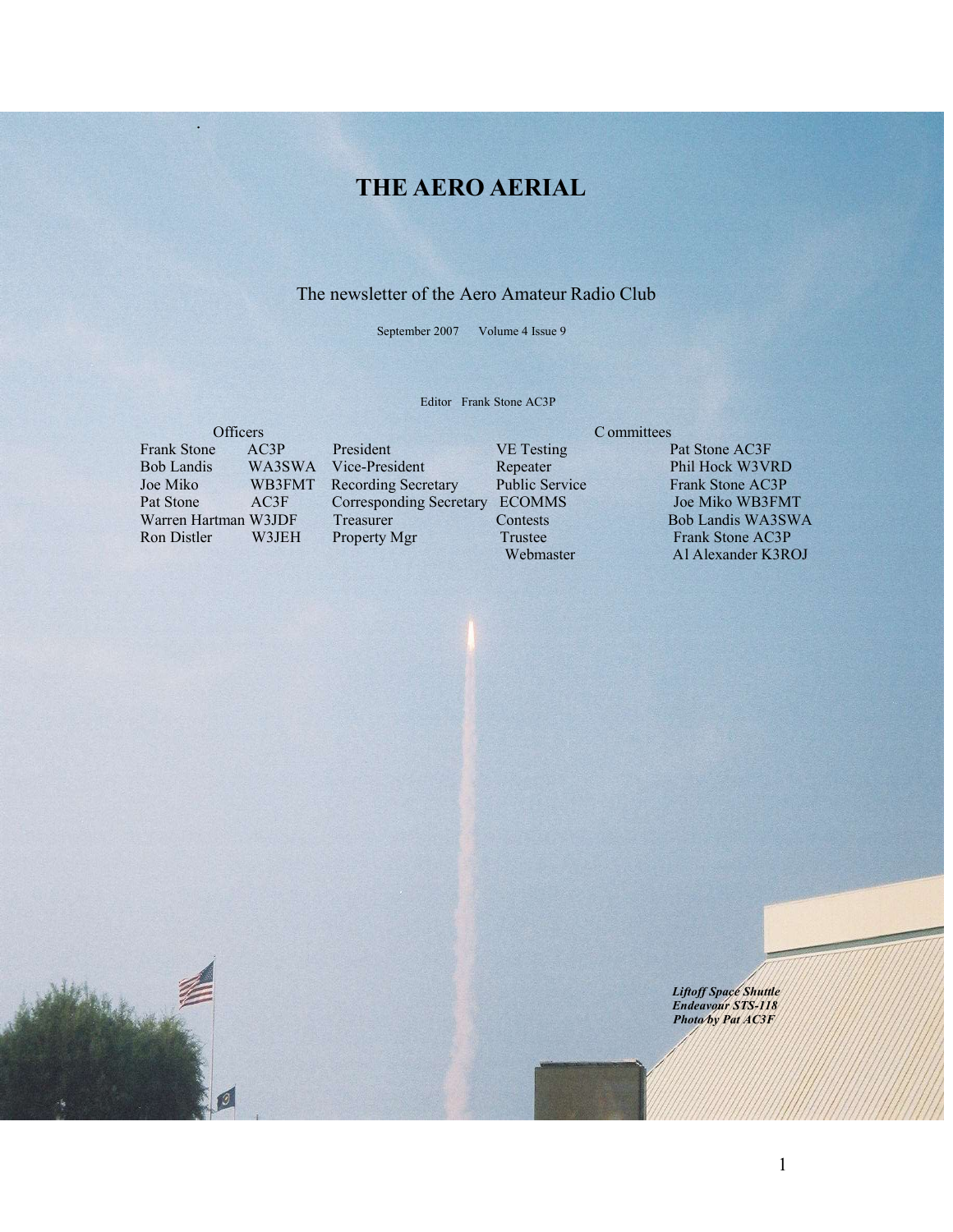# THE AERO AERIAL

The newsletter of the Aero Amateur Radio Club

September 2007 Volume 4 Issue 9

Editor Frank Stone AC3P

| Officers | | | Committees | |
|---|---|---|---|---|
| Frank Stone | AC3P | President | VE Testing | Pat Stone AC3F |
| Bob Landis | WA3SWA | Vice-President | Repeater | Phil Hock W3VRD |
| Joe Miko | WB3FMT | Recording Secretary | Public Service | Frank Stone AC3P |
| Pat Stone | AC3F | Corresponding Secretary | ECOMMS | Joe Miko WB3FMT |
| Warren Hartman | W3JDF | Treasurer | Contests | Bob Landis WA3SWA |
| Ron Distler | W3JEH | Property Mgr | Trustee | Frank Stone AC3P |
| | | | Webmaster | Al Alexander K3ROJ |

***Liftoff Space Shuttle Endeavour STS-118***
***Photo by Pat AC3F***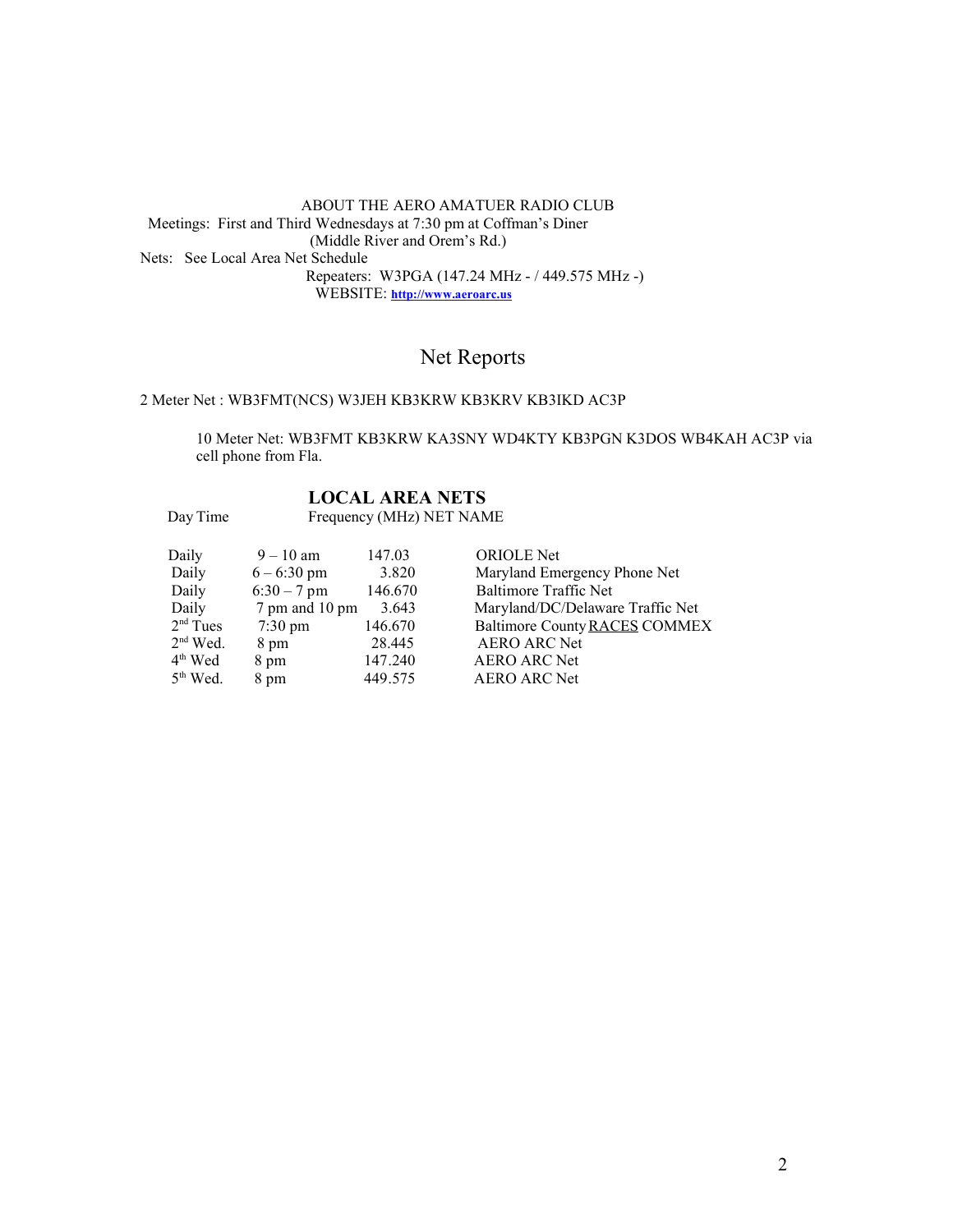ABOUT THE AERO AMATUER RADIO CLUB

Meetings: First and Third Wednesdays at 7:30 pm at Coffman's Diner (Middle River and Orem's Rd.)

Nets: See Local Area Net Schedule

Repeaters: W3PGA (147.24 MHz - / 449.575 MHz -)

WEBSITE: **http://www.aeroarc.us**

## Net Reports

2 Meter Net : WB3FMT(NCS) W3JEH KB3KRW KB3KRV KB3IKD AC3P

10 Meter Net: WB3FMT KB3KRW KA3SNY WD4KTY KB3PGN K3DOS WB4KAH AC3P via cell phone from Fla.

## LOCAL AREA NETS

| Day | Time | Frequency (MHz) | NET NAME |
|---|---|---|---|
| Daily | 9 – 10 am | 147.03 | ORIOLE Net |
| Daily | 6 – 6:30 pm | 3.820 | Maryland Emergency Phone Net |
| Daily | 6:30 – 7 pm | 146.670 | Baltimore Traffic Net |
| Daily | 7 pm and 10 pm | 3.643 | Maryland/DC/Delaware Traffic Net |
| 2nd Tues | 7:30 pm | 146.670 | Baltimore County RACES COMMEX |
| 2nd Wed. | 8 pm | 28.445 | AERO ARC Net |
| 4th Wed | 8 pm | 147.240 | AERO ARC Net |
| 5th Wed. | 8 pm | 449.575 | AERO ARC Net |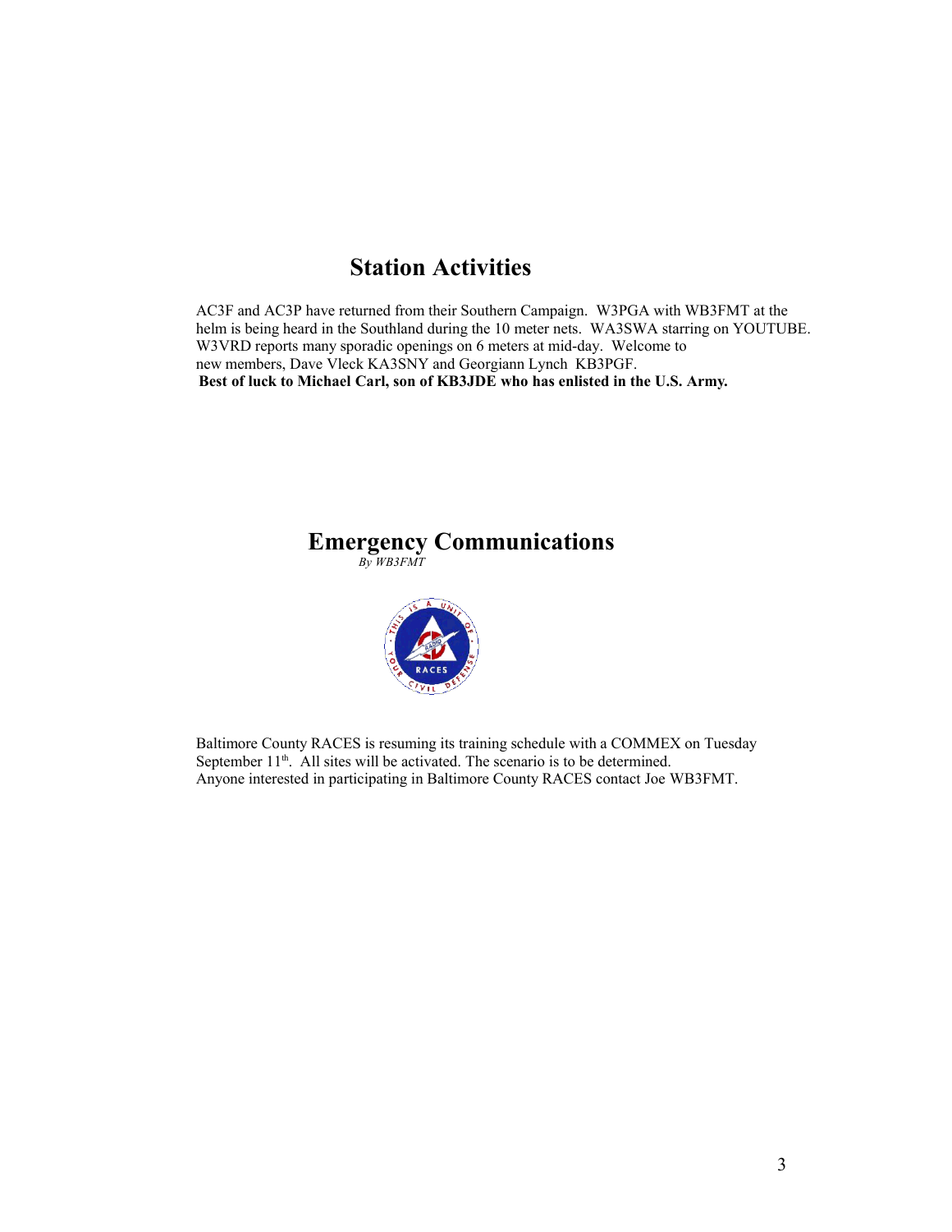## Station Activities

AC3F and AC3P have returned from their Southern Campaign. W3PGA with WB3FMT at the helm is being heard in the Southland during the 10 meter nets. WA3SWA starring on YOUTUBE. W3VRD reports many sporadic openings on 6 meters at mid-day. Welcome to new members, Dave Vleck KA3SNY and Georgiann Lynch KB3PGF.

**Best of luck to Michael Carl, son of KB3JDE who has enlisted in the U.S. Army.**

## Emergency Communications

*By WB3FMT*

Baltimore County RACES is resuming its training schedule with a COMMEX on Tuesday September 11th. All sites will be activated. The scenario is to be determined.
Anyone interested in participating in Baltimore County RACES contact Joe WB3FMT.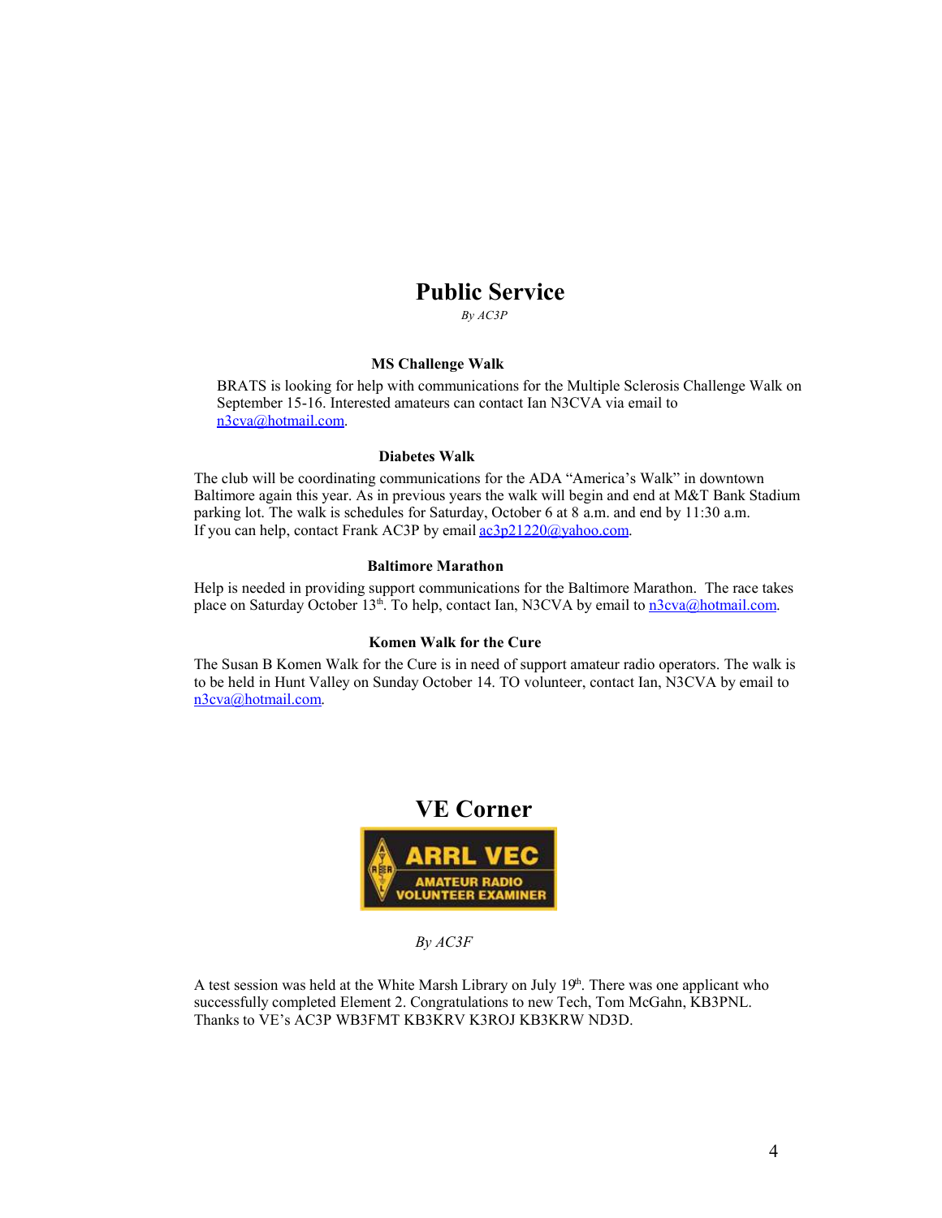# Public Service

*By AC3P*

### MS Challenge Walk

BRATS is looking for help with communications for the Multiple Sclerosis Challenge Walk on September 15-16. Interested amateurs can contact Ian N3CVA via email to n3cva@hotmail.com.

### Diabetes Walk

The club will be coordinating communications for the ADA "America's Walk" in downtown Baltimore again this year. As in previous years the walk will begin and end at M&T Bank Stadium parking lot. The walk is schedules for Saturday, October 6 at 8 a.m. and end by 11:30 a.m. If you can help, contact Frank AC3P by email ac3p21220@yahoo.com.

### Baltimore Marathon

Help is needed in providing support communications for the Baltimore Marathon. The race takes place on Saturday October 13th. To help, contact Ian, N3CVA by email to n3cva@hotmail.com.

### Komen Walk for the Cure

The Susan B Komen Walk for the Cure is in need of support amateur radio operators. The walk is to be held in Hunt Valley on Sunday October 14. TO volunteer, contact Ian, N3CVA by email to n3cva@hotmail.com.

# VE Corner

ARRL VEC
AMATEUR RADIO
VOLUNTEER EXAMINER

*By AC3F*

A test session was held at the White Marsh Library on July 19th. There was one applicant who successfully completed Element 2. Congratulations to new Tech, Tom McGahn, KB3PNL. Thanks to VE's AC3P WB3FMT KB3KRV K3ROJ KB3KRW ND3D.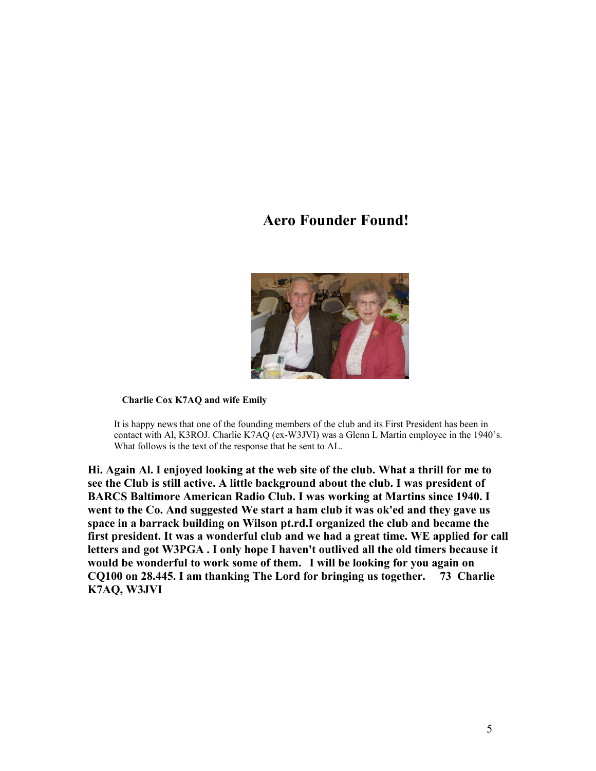# Aero Founder Found!

**Charlie Cox K7AQ and wife Emily**

It is happy news that one of the founding members of the club and its First President has been in contact with Al, K3ROJ. Charlie K7AQ (ex-W3JVI) was a Glenn L Martin employee in the 1940's. What follows is the text of the response that he sent to AL.

**Hi. Again Al. I enjoyed looking at the web site of the club. What a thrill for me to see the Club is still active. A little background about the club. I was president of BARCS Baltimore American Radio Club. I was working at Martins since 1940. I went to the Co. And suggested We start a ham club it was ok'ed and they gave us space in a barrack building on Wilson pt.rd.I organized the club and became the first president. It was a wonderful club and we had a great time. WE applied for call letters and got W3PGA . I only hope I haven't outlived all the old timers because it would be wonderful to work some of them. I will be looking for you again on CQ100 on 28.445. I am thanking The Lord for bringing us together. 73 Charlie K7AQ, W3JVI**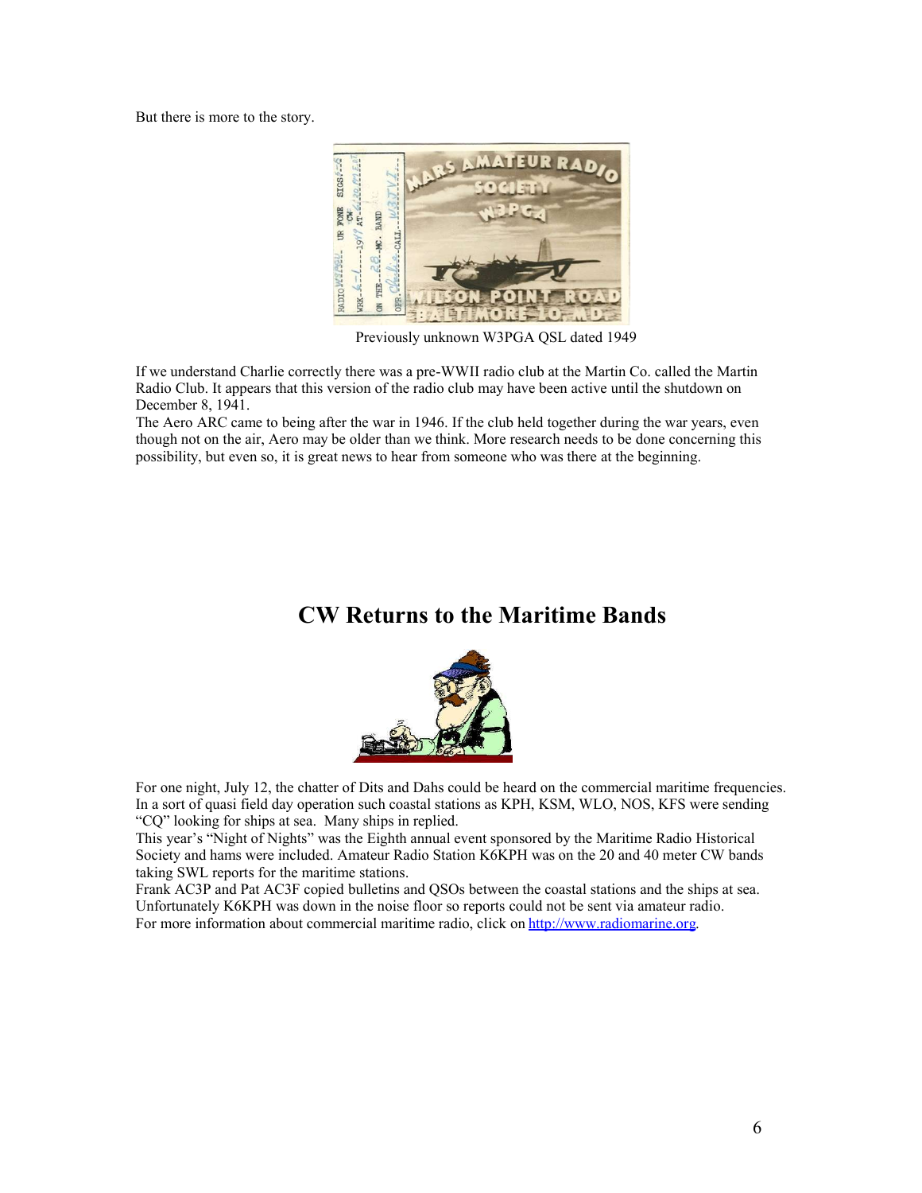But there is more to the story.

Previously unknown W3PGA QSL dated 1949

If we understand Charlie correctly there was a pre-WWII radio club at the Martin Co. called the Martin Radio Club. It appears that this version of the radio club may have been active until the shutdown on December 8, 1941.

The Aero ARC came to being after the war in 1946. If the club held together during the war years, even though not on the air, Aero may be older than we think. More research needs to be done concerning this possibility, but even so, it is great news to hear from someone who was there at the beginning.

## CW Returns to the Maritime Bands

For one night, July 12, the chatter of Dits and Dahs could be heard on the commercial maritime frequencies. In a sort of quasi field day operation such coastal stations as KPH, KSM, WLO, NOS, KFS were sending "CQ" looking for ships at sea. Many ships in replied.

This year's "Night of Nights" was the Eighth annual event sponsored by the Maritime Radio Historical Society and hams were included. Amateur Radio Station K6KPH was on the 20 and 40 meter CW bands taking SWL reports for the maritime stations.

Frank AC3P and Pat AC3F copied bulletins and QSOs between the coastal stations and the ships at sea. Unfortunately K6KPH was down in the noise floor so reports could not be sent via amateur radio.

For more information about commercial maritime radio, click on [http://www.radiomarine.org](http://www.radiomarine.org).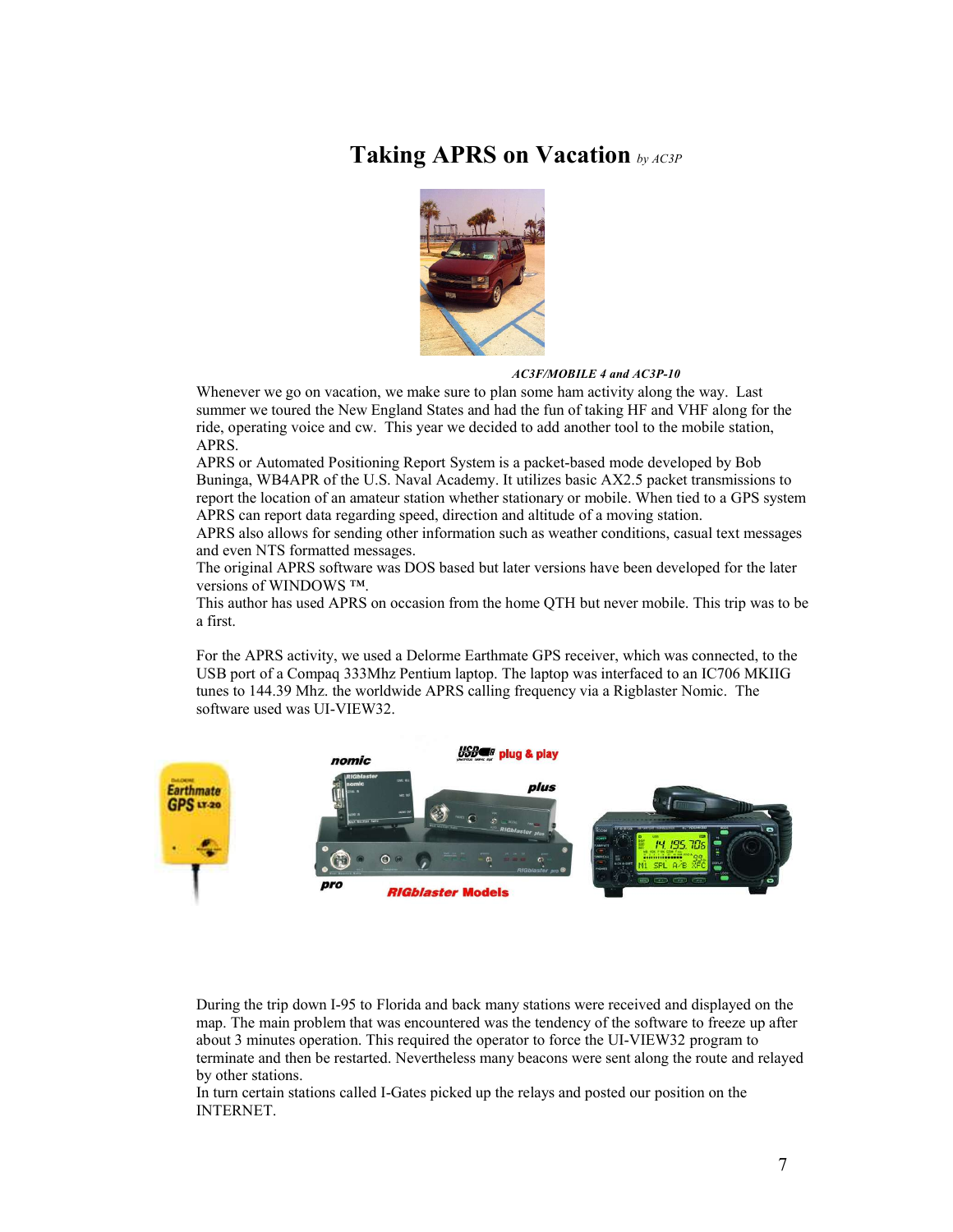# Taking APRS on Vacation *by AC3P*

***AC3F/MOBILE 4 and AC3P-10***

Whenever we go on vacation, we make sure to plan some ham activity along the way. Last summer we toured the New England States and had the fun of taking HF and VHF along for the ride, operating voice and cw. This year we decided to add another tool to the mobile station, APRS.

APRS or Automated Positioning Report System is a packet-based mode developed by Bob Buninga, WB4APR of the U.S. Naval Academy. It utilizes basic AX2.5 packet transmissions to report the location of an amateur station whether stationary or mobile. When tied to a GPS system APRS can report data regarding speed, direction and altitude of a moving station.

APRS also allows for sending other information such as weather conditions, casual text messages and even NTS formatted messages.

The original APRS software was DOS based but later versions have been developed for the later versions of WINDOWS ™.

This author has used APRS on occasion from the home QTH but never mobile. This trip was to be a first.

For the APRS activity, we used a Delorme Earthmate GPS receiver, which was connected, to the USB port of a Compaq 333Mhz Pentium laptop. The laptop was interfaced to an IC706 MKIIG tunes to 144.39 Mhz. the worldwide APRS calling frequency via a Rigblaster Nomic. The software used was UI-VIEW32.

During the trip down I-95 to Florida and back many stations were received and displayed on the map. The main problem that was encountered was the tendency of the software to freeze up after about 3 minutes operation. This required the operator to force the UI-VIEW32 program to terminate and then be restarted. Nevertheless many beacons were sent along the route and relayed by other stations.

In turn certain stations called I-Gates picked up the relays and posted our position on the INTERNET.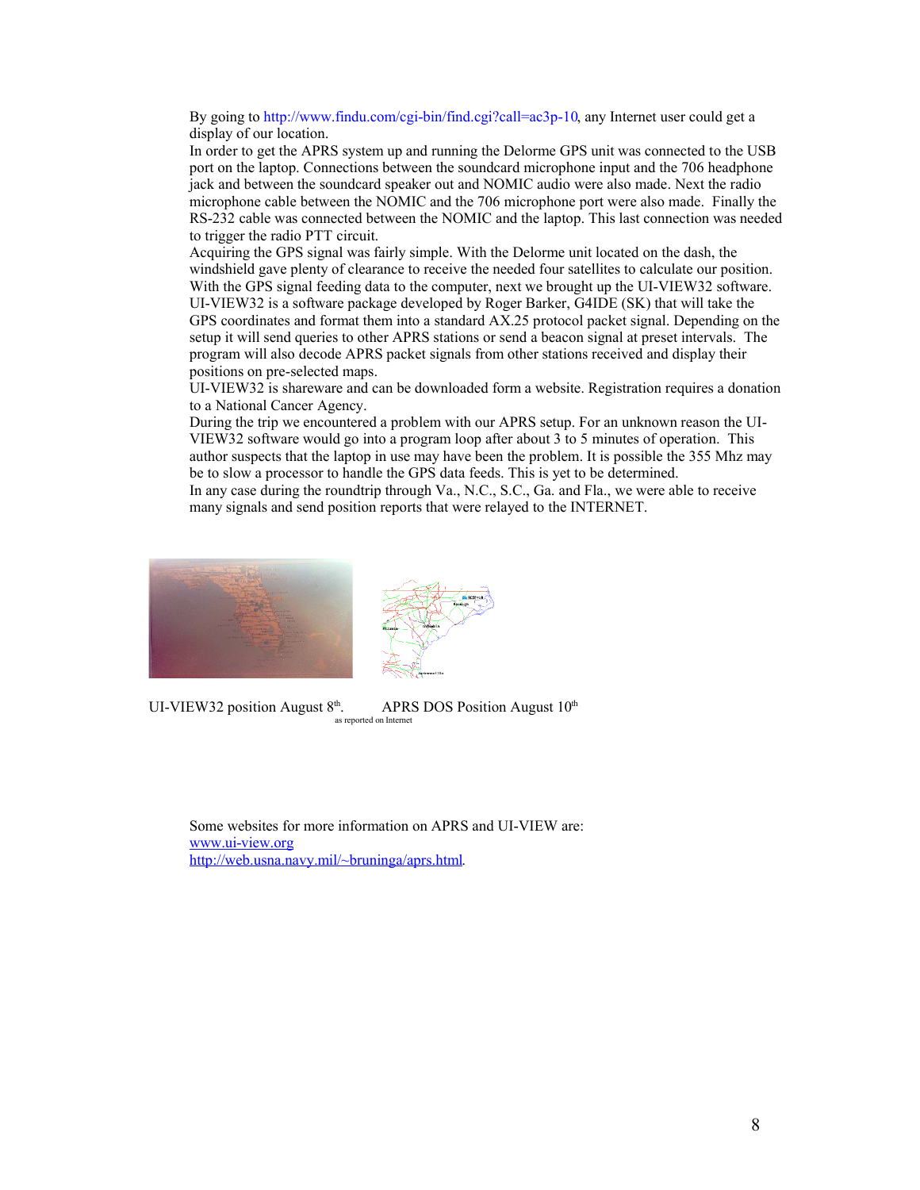By going to http://www.findu.com/cgi-bin/find.cgi?call=ac3p-10, any Internet user could get a display of our location.

In order to get the APRS system up and running the Delorme GPS unit was connected to the USB port on the laptop. Connections between the soundcard microphone input and the 706 headphone jack and between the soundcard speaker out and NOMIC audio were also made. Next the radio microphone cable between the NOMIC and the 706 microphone port were also made. Finally the RS-232 cable was connected between the NOMIC and the laptop. This last connection was needed to trigger the radio PTT circuit.

Acquiring the GPS signal was fairly simple. With the Delorme unit located on the dash, the windshield gave plenty of clearance to receive the needed four satellites to calculate our position. With the GPS signal feeding data to the computer, next we brought up the UI-VIEW32 software. UI-VIEW32 is a software package developed by Roger Barker, G4IDE (SK) that will take the GPS coordinates and format them into a standard AX.25 protocol packet signal. Depending on the setup it will send queries to other APRS stations or send a beacon signal at preset intervals. The program will also decode APRS packet signals from other stations received and display their positions on pre-selected maps.

UI-VIEW32 is shareware and can be downloaded form a website. Registration requires a donation to a National Cancer Agency.

During the trip we encountered a problem with our APRS setup. For an unknown reason the UI-VIEW32 software would go into a program loop after about 3 to 5 minutes of operation. This author suspects that the laptop in use may have been the problem. It is possible the 355 Mhz may be to slow a processor to handle the GPS data feeds. This is yet to be determined.

In any case during the roundtrip through Va., N.C., S.C., Ga. and Fla., we were able to receive many signals and send position reports that were relayed to the INTERNET.

UI-VIEW32 position August 8th. APRS DOS Position August 10th
as reported on Internet

Some websites for more information on APRS and UI-VIEW are:
www.ui-view.org
http://web.usna.navy.mil/~bruninga/aprs.html.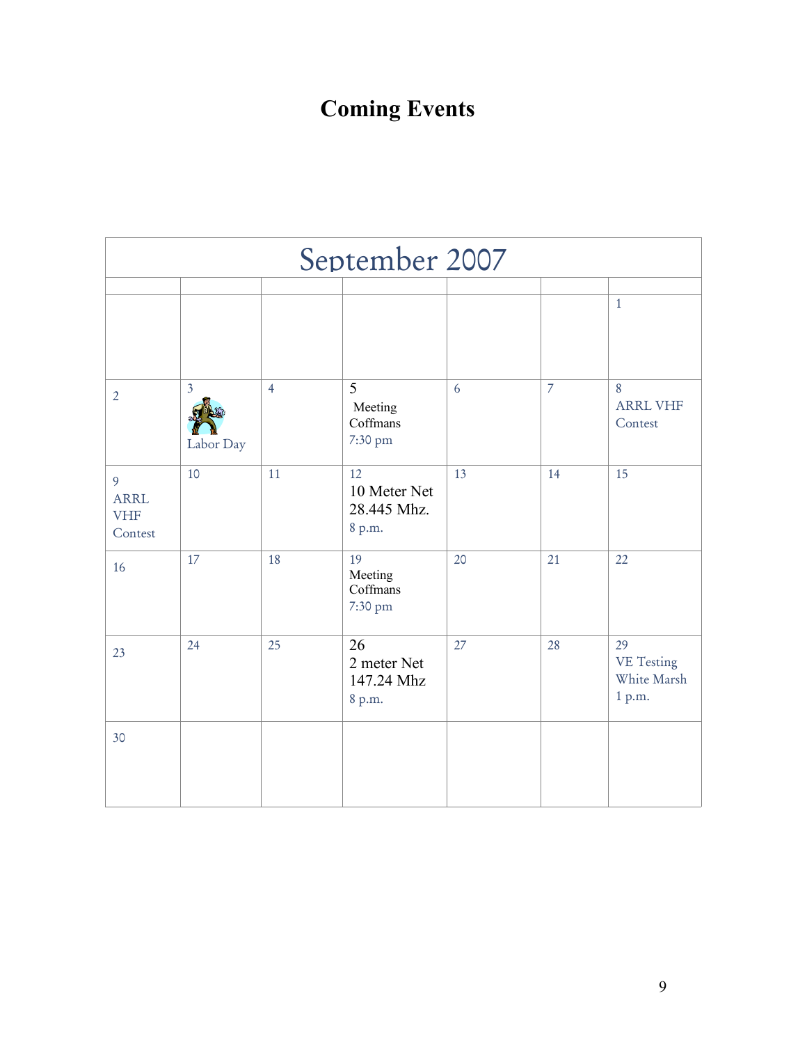# Coming Events

| September 2007 | | | | | | |
|---|---|---|---|---|---|---|
| | | | | | | |
| | | | | | | 1 |
| 2 | 3 Labor Day | 4 | 5 Meeting Coffmans 7:30 pm | 6 | 7 | 8 ARRL VHF Contest |
| 9 ARRL VHF Contest | 10 | 11 | 12 10 Meter Net 28.445 Mhz. 8 p.m. | 13 | 14 | 15 |
| 16 | 17 | 18 | 19 Meeting Coffmans 7:30 pm | 20 | 21 | 22 |
| 23 | 24 | 25 | 26 2 meter Net 147.24 Mhz 8 p.m. | 27 | 28 | 29 VE Testing White Marsh 1 p.m. |
| 30 | | | | | | |